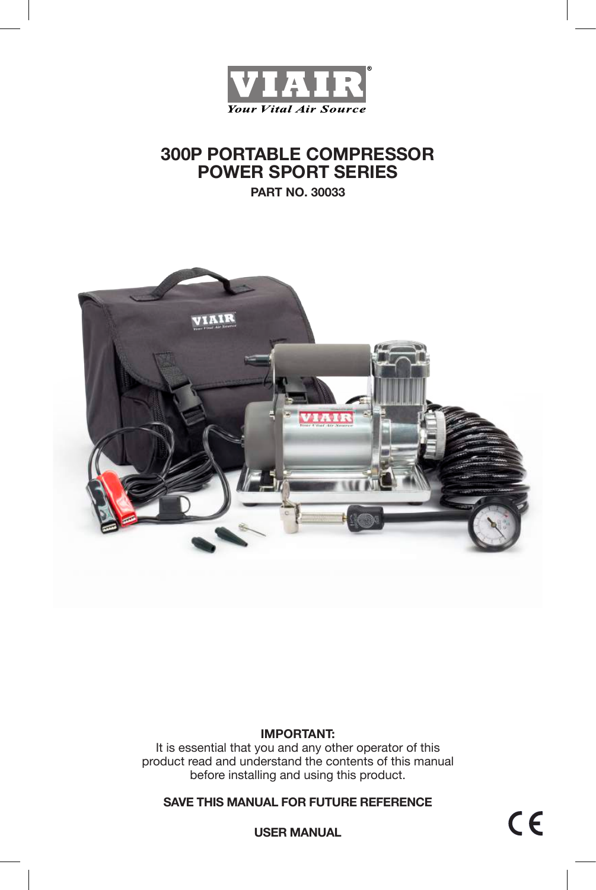# 300P PORTABLE COMPRESSOR
# POWER SPORT SERIES

**PART NO. 30033**

**IMPORTANT:**
It is essential that you and any other operator of this product read and understand the contents of this manual before installing and using this product.

**SAVE THIS MANUAL FOR FUTURE REFERENCE**

**USER MANUAL**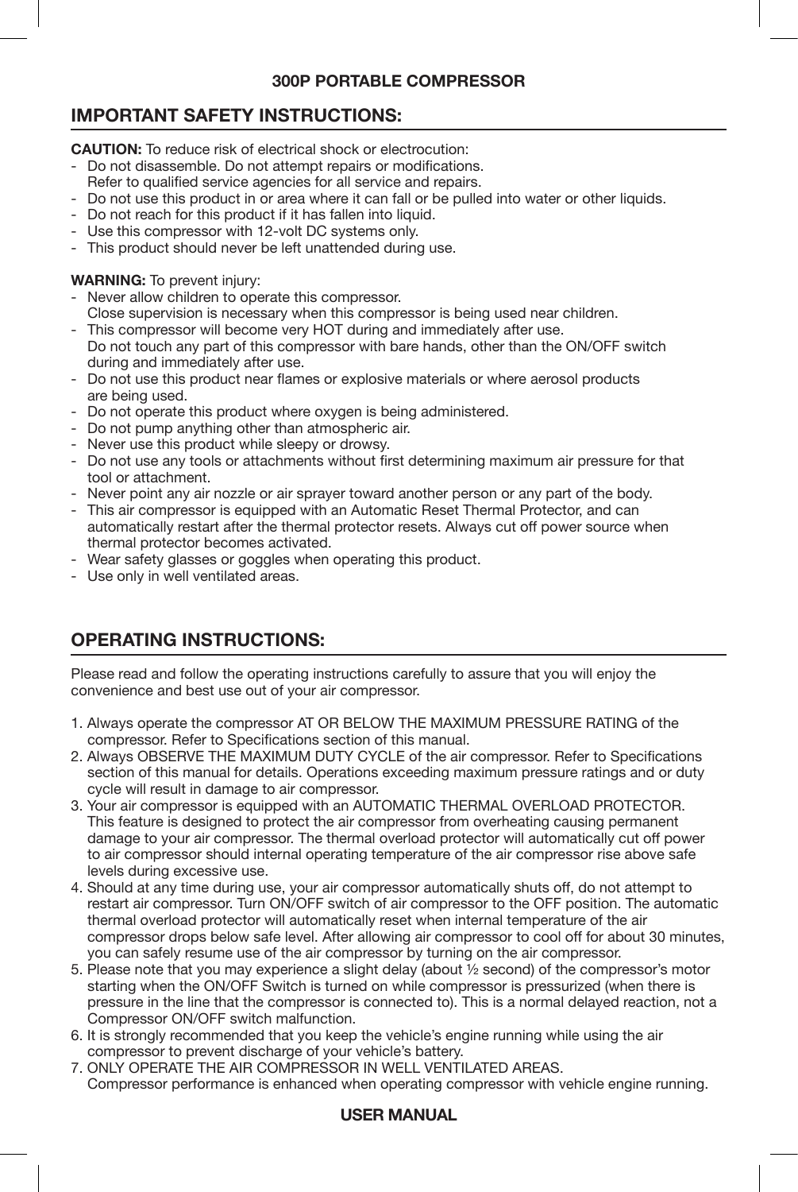## 300P PORTABLE COMPRESSOR

## IMPORTANT SAFETY INSTRUCTIONS:

**CAUTION:** To reduce risk of electrical shock or electrocution:

- Do not disassemble. Do not attempt repairs or modifications. Refer to qualified service agencies for all service and repairs.
- Do not use this product in or area where it can fall or be pulled into water or other liquids.
- Do not reach for this product if it has fallen into liquid.
- Use this compressor with 12-volt DC systems only.
- This product should never be left unattended during use.

**WARNING:** To prevent injury:

- Never allow children to operate this compressor. Close supervision is necessary when this compressor is being used near children.
- This compressor will become very HOT during and immediately after use. Do not touch any part of this compressor with bare hands, other than the ON/OFF switch during and immediately after use.
- Do not use this product near flames or explosive materials or where aerosol products are being used.
- Do not operate this product where oxygen is being administered.
- Do not pump anything other than atmospheric air.
- Never use this product while sleepy or drowsy.
- Do not use any tools or attachments without first determining maximum air pressure for that tool or attachment.
- Never point any air nozzle or air sprayer toward another person or any part of the body.
- This air compressor is equipped with an Automatic Reset Thermal Protector, and can automatically restart after the thermal protector resets. Always cut off power source when thermal protector becomes activated.
- Wear safety glasses or goggles when operating this product.
- Use only in well ventilated areas.

## OPERATING INSTRUCTIONS:

Please read and follow the operating instructions carefully to assure that you will enjoy the convenience and best use out of your air compressor.

1. Always operate the compressor AT OR BELOW THE MAXIMUM PRESSURE RATING of the compressor. Refer to Specifications section of this manual.
2. Always OBSERVE THE MAXIMUM DUTY CYCLE of the air compressor. Refer to Specifications section of this manual for details. Operations exceeding maximum pressure ratings and or duty cycle will result in damage to air compressor.
3. Your air compressor is equipped with an AUTOMATIC THERMAL OVERLOAD PROTECTOR. This feature is designed to protect the air compressor from overheating causing permanent damage to your air compressor. The thermal overload protector will automatically cut off power to air compressor should internal operating temperature of the air compressor rise above safe levels during excessive use.
4. Should at any time during use, your air compressor automatically shuts off, do not attempt to restart air compressor. Turn ON/OFF switch of air compressor to the OFF position. The automatic thermal overload protector will automatically reset when internal temperature of the air compressor drops below safe level. After allowing air compressor to cool off for about 30 minutes, you can safely resume use of the air compressor by turning on the air compressor.
5. Please note that you may experience a slight delay (about ½ second) of the compressor's motor starting when the ON/OFF Switch is turned on while compressor is pressurized (when there is pressure in the line that the compressor is connected to). This is a normal delayed reaction, not a Compressor ON/OFF switch malfunction.
6. It is strongly recommended that you keep the vehicle's engine running while using the air compressor to prevent discharge of your vehicle's battery.
7. ONLY OPERATE THE AIR COMPRESSOR IN WELL VENTILATED AREAS. Compressor performance is enhanced when operating compressor with vehicle engine running.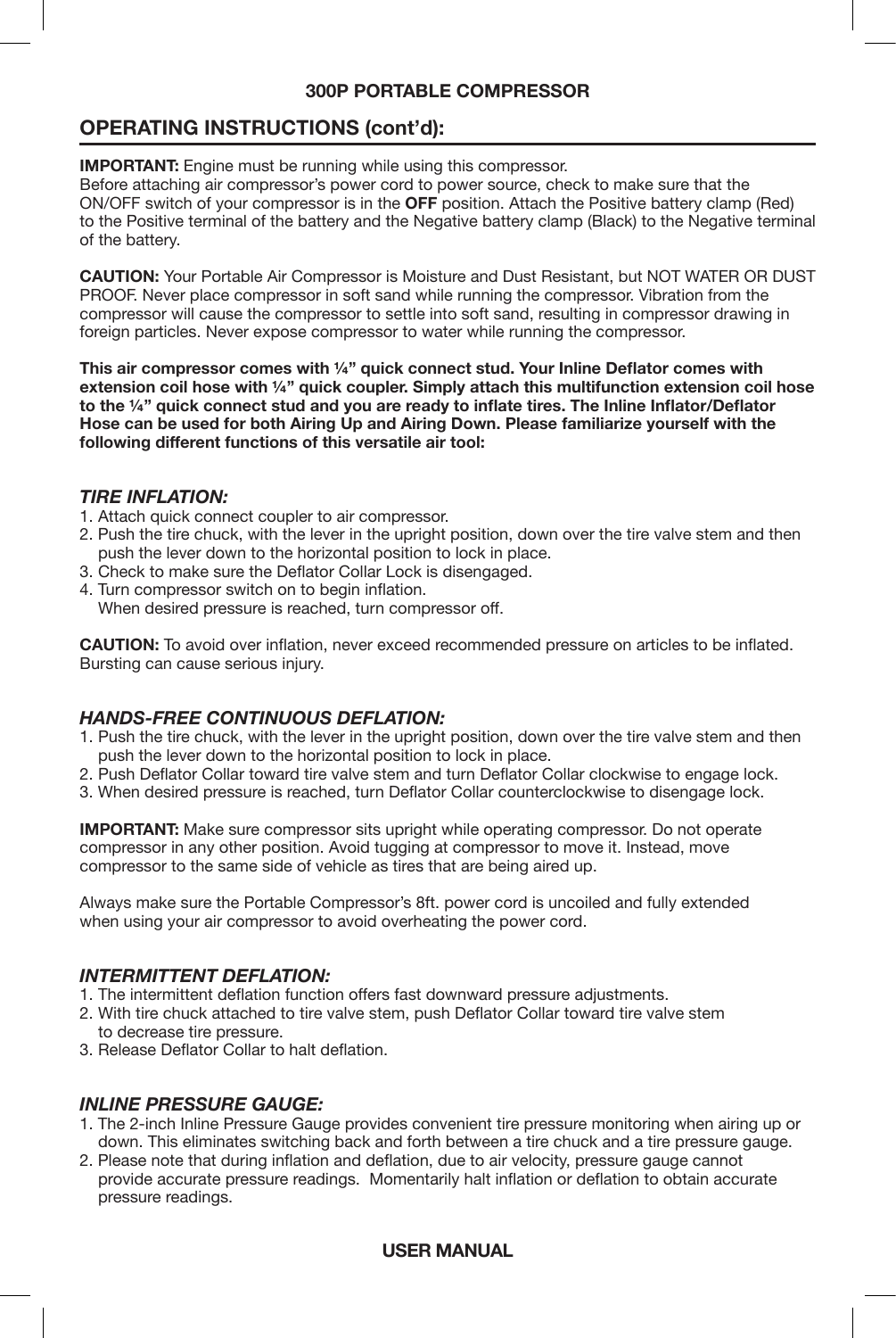## OPERATING INSTRUCTIONS (cont'd):

**IMPORTANT:** Engine must be running while using this compressor.
Before attaching air compressor's power cord to power source, check to make sure that the ON/OFF switch of your compressor is in the **OFF** position. Attach the Positive battery clamp (Red) to the Positive terminal of the battery and the Negative battery clamp (Black) to the Negative terminal of the battery.

**CAUTION:** Your Portable Air Compressor is Moisture and Dust Resistant, but NOT WATER OR DUST PROOF. Never place compressor in soft sand while running the compressor. Vibration from the compressor will cause the compressor to settle into soft sand, resulting in compressor drawing in foreign particles. Never expose compressor to water while running the compressor.

**This air compressor comes with ¼" quick connect stud. Your Inline Deflator comes with extension coil hose with ¼" quick coupler. Simply attach this multifunction extension coil hose to the ¼" quick connect stud and you are ready to inflate tires. The Inline Inflator/Deflator Hose can be used for both Airing Up and Airing Down. Please familiarize yourself with the following different functions of this versatile air tool:**

### *TIRE INFLATION:*

1. Attach quick connect coupler to air compressor.
2. Push the tire chuck, with the lever in the upright position, down over the tire valve stem and then push the lever down to the horizontal position to lock in place.
3. Check to make sure the Deflator Collar Lock is disengaged.
4. Turn compressor switch on to begin inflation.
   When desired pressure is reached, turn compressor off.

**CAUTION:** To avoid over inflation, never exceed recommended pressure on articles to be inflated. Bursting can cause serious injury.

### *HANDS-FREE CONTINUOUS DEFLATION:*

1. Push the tire chuck, with the lever in the upright position, down over the tire valve stem and then push the lever down to the horizontal position to lock in place.
2. Push Deflator Collar toward tire valve stem and turn Deflator Collar clockwise to engage lock.
3. When desired pressure is reached, turn Deflator Collar counterclockwise to disengage lock.

**IMPORTANT:** Make sure compressor sits upright while operating compressor. Do not operate compressor in any other position. Avoid tugging at compressor to move it. Instead, move compressor to the same side of vehicle as tires that are being aired up.

Always make sure the Portable Compressor's 8ft. power cord is uncoiled and fully extended when using your air compressor to avoid overheating the power cord.

### *INTERMITTENT DEFLATION:*

1. The intermittent deflation function offers fast downward pressure adjustments.
2. With tire chuck attached to tire valve stem, push Deflator Collar toward tire valve stem to decrease tire pressure.
3. Release Deflator Collar to halt deflation.

### *INLINE PRESSURE GAUGE:*

1. The 2-inch Inline Pressure Gauge provides convenient tire pressure monitoring when airing up or down. This eliminates switching back and forth between a tire chuck and a tire pressure gauge.
2. Please note that during inflation and deflation, due to air velocity, pressure gauge cannot provide accurate pressure readings. Momentarily halt inflation or deflation to obtain accurate pressure readings.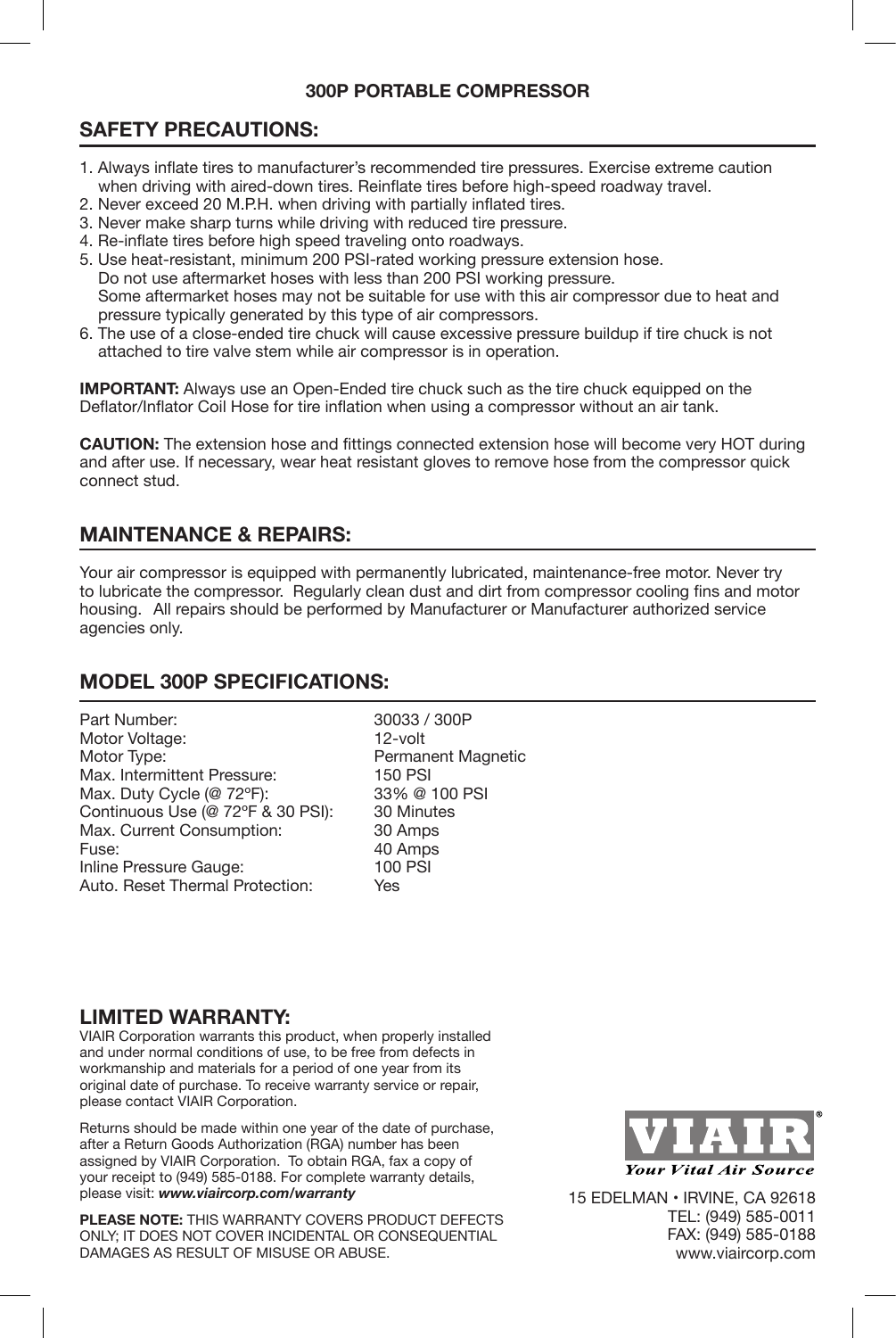**300P PORTABLE COMPRESSOR**

## SAFETY PRECAUTIONS:

1. Always inflate tires to manufacturer's recommended tire pressures. Exercise extreme caution when driving with aired-down tires. Reinflate tires before high-speed roadway travel.
2. Never exceed 20 M.P.H. when driving with partially inflated tires.
3. Never make sharp turns while driving with reduced tire pressure.
4. Re-inflate tires before high speed traveling onto roadways.
5. Use heat-resistant, minimum 200 PSI-rated working pressure extension hose. Do not use aftermarket hoses with less than 200 PSI working pressure. Some aftermarket hoses may not be suitable for use with this air compressor due to heat and pressure typically generated by this type of air compressors.
6. The use of a close-ended tire chuck will cause excessive pressure buildup if tire chuck is not attached to tire valve stem while air compressor is in operation.

**IMPORTANT:** Always use an Open-Ended tire chuck such as the tire chuck equipped on the Deflator/Inflator Coil Hose for tire inflation when using a compressor without an air tank.

**CAUTION:** The extension hose and fittings connected extension hose will become very HOT during and after use. If necessary, wear heat resistant gloves to remove hose from the compressor quick connect stud.

## MAINTENANCE & REPAIRS:

Your air compressor is equipped with permanently lubricated, maintenance-free motor. Never try to lubricate the compressor. Regularly clean dust and dirt from compressor cooling fins and motor housing. All repairs should be performed by Manufacturer or Manufacturer authorized service agencies only.

## MODEL 300P SPECIFICATIONS:

| | |
|---|---|
| Part Number: | 30033 / 300P |
| Motor Voltage: | 12-volt |
| Motor Type: | Permanent Magnetic |
| Max. Intermittent Pressure: | 150 PSI |
| Max. Duty Cycle (@ 72ºF): | 33% @ 100 PSI |
| Continuous Use (@ 72ºF & 30 PSI): | 30 Minutes |
| Max. Current Consumption: | 30 Amps |
| Fuse: | 40 Amps |
| Inline Pressure Gauge: | 100 PSI |
| Auto. Reset Thermal Protection: | Yes |

## LIMITED WARRANTY:

VIAIR Corporation warrants this product, when properly installed and under normal conditions of use, to be free from defects in workmanship and materials for a period of one year from its original date of purchase. To receive warranty service or repair, please contact VIAIR Corporation.

Returns should be made within one year of the date of purchase, after a Return Goods Authorization (RGA) number has been assigned by VIAIR Corporation. To obtain RGA, fax a copy of your receipt to (949) 585-0188. For complete warranty details, please visit: ***www.viaircorp.com/warranty***

**PLEASE NOTE:** THIS WARRANTY COVERS PRODUCT DEFECTS ONLY; IT DOES NOT COVER INCIDENTAL OR CONSEQUENTIAL DAMAGES AS RESULT OF MISUSE OR ABUSE.

VIAIR®
*Your Vital Air Source*

15 EDELMAN • IRVINE, CA 92618
TEL: (949) 585-0011
FAX: (949) 585-0188
www.viaircorp.com